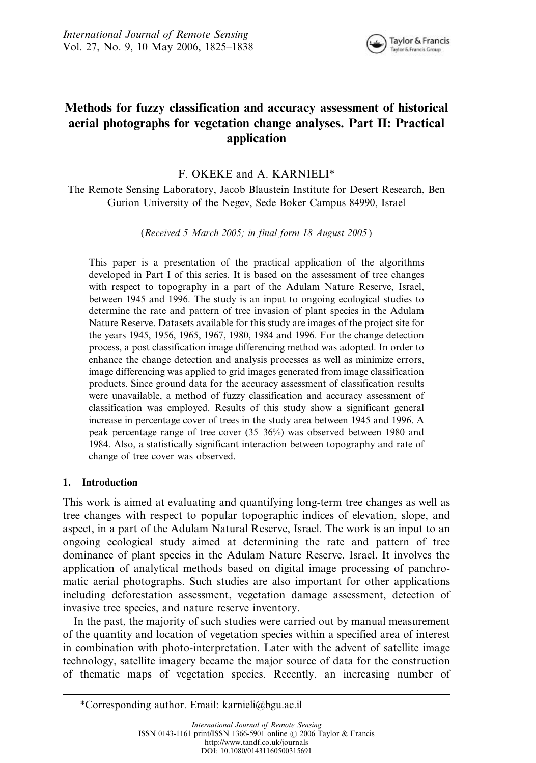# Methods for fuzzy classification and accuracy assessment of historical aerial photographs for vegetation change analyses. Part II: Practical application

F. OKEKE and A. KARNIELI*

The Remote Sensing Laboratory, Jacob Blaustein Institute for Desert Research, Ben Gurion University of the Negev, Sede Boker Campus 84990, Israel

(*Received 5 March 2005; in final form 18 August 2005*)

This paper is a presentation of the practical application of the algorithms developed in Part I of this series. It is based on the assessment of tree changes with respect to topography in a part of the Adulam Nature Reserve, Israel, between 1945 and 1996. The study is an input to ongoing ecological studies to determine the rate and pattern of tree invasion of plant species in the Adulam Nature Reserve. Datasets available for this study are images of the project site for the years 1945, 1956, 1965, 1967, 1980, 1984 and 1996. For the change detection process, a post classification image differencing method was adopted. In order to enhance the change detection and analysis processes as well as minimize errors, image differencing was applied to grid images generated from image classification products. Since ground data for the accuracy assessment of classification results were unavailable, a method of fuzzy classification and accuracy assessment of classification was employed. Results of this study show a significant general increase in percentage cover of trees in the study area between 1945 and 1996. A peak percentage range of tree cover (35–36%) was observed between 1980 and 1984. Also, a statistically significant interaction between topography and rate of change of tree cover was observed.

## 1. Introduction

This work is aimed at evaluating and quantifying long-term tree changes as well as tree changes with respect to popular topographic indices of elevation, slope, and aspect, in a part of the Adulam Natural Reserve, Israel. The work is an input to an ongoing ecological study aimed at determining the rate and pattern of tree dominance of plant species in the Adulam Nature Reserve, Israel. It involves the application of analytical methods based on digital image processing of panchromatic aerial photographs. Such studies are also important for other applications including deforestation assessment, vegetation damage assessment, detection of invasive tree species, and nature reserve inventory.

In the past, the majority of such studies were carried out by manual measurement of the quantity and location of vegetation species within a specified area of interest in combination with photo-interpretation. Later with the advent of satellite image technology, satellite imagery became the major source of data for the construction of thematic maps of vegetation species. Recently, an increasing number of

---

*Corresponding author. Email: karnieli@bgu.ac.il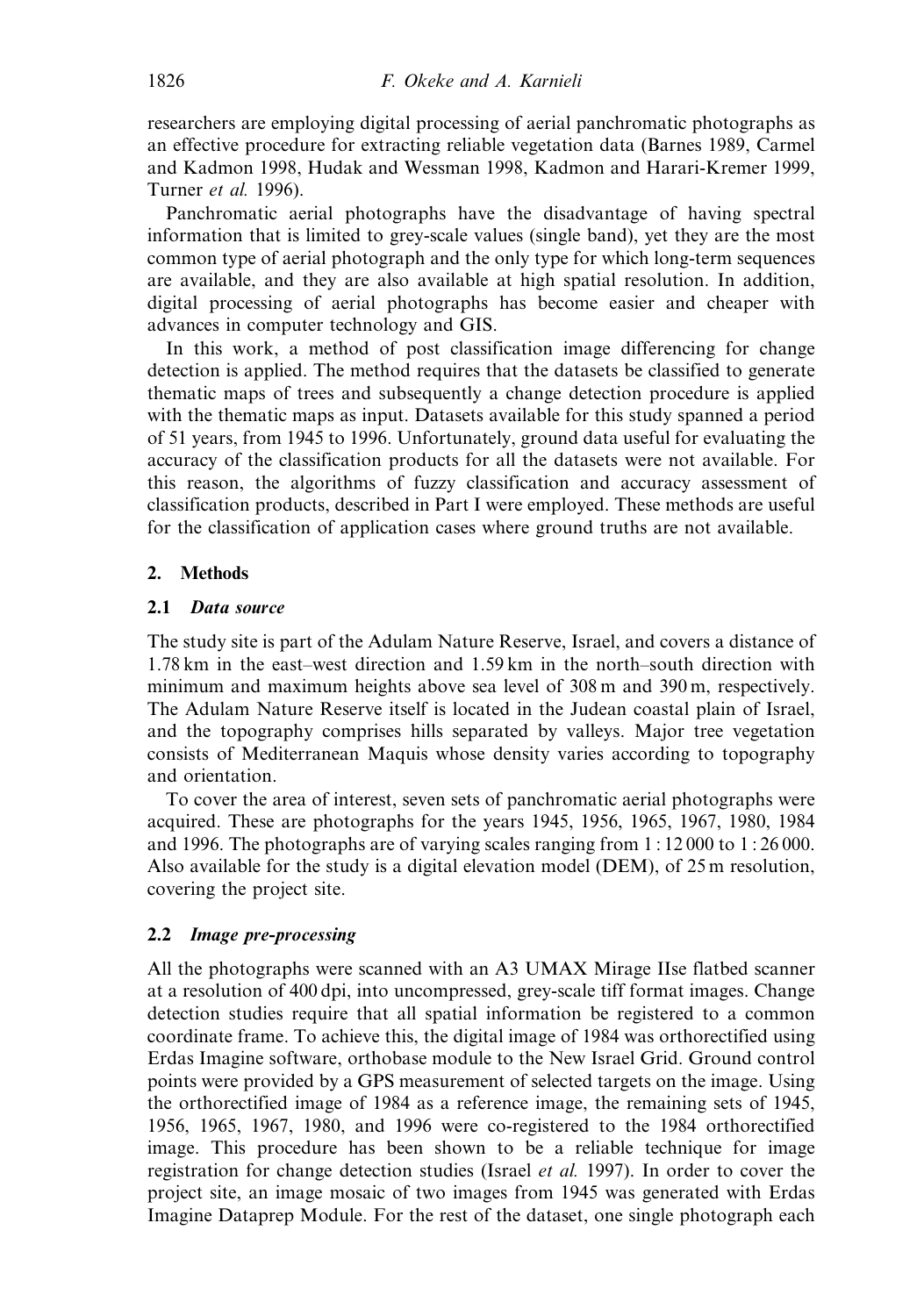researchers are employing digital processing of aerial panchromatic photographs as an effective procedure for extracting reliable vegetation data (Barnes 1989, Carmel and Kadmon 1998, Hudak and Wessman 1998, Kadmon and Harari-Kremer 1999, Turner *et al.* 1996).

Panchromatic aerial photographs have the disadvantage of having spectral information that is limited to grey-scale values (single band), yet they are the most common type of aerial photograph and the only type for which long-term sequences are available, and they are also available at high spatial resolution. In addition, digital processing of aerial photographs has become easier and cheaper with advances in computer technology and GIS.

In this work, a method of post classification image differencing for change detection is applied. The method requires that the datasets be classified to generate thematic maps of trees and subsequently a change detection procedure is applied with the thematic maps as input. Datasets available for this study spanned a period of 51 years, from 1945 to 1996. Unfortunately, ground data useful for evaluating the accuracy of the classification products for all the datasets were not available. For this reason, the algorithms of fuzzy classification and accuracy assessment of classification products, described in Part I were employed. These methods are useful for the classification of application cases where ground truths are not available.

## 2. Methods

### 2.1 *Data source*

The study site is part of the Adulam Nature Reserve, Israel, and covers a distance of 1.78 km in the east–west direction and 1.59 km in the north–south direction with minimum and maximum heights above sea level of 308 m and 390 m, respectively. The Adulam Nature Reserve itself is located in the Judean coastal plain of Israel, and the topography comprises hills separated by valleys. Major tree vegetation consists of Mediterranean Maquis whose density varies according to topography and orientation.

To cover the area of interest, seven sets of panchromatic aerial photographs were acquired. These are photographs for the years 1945, 1956, 1965, 1967, 1980, 1984 and 1996. The photographs are of varying scales ranging from 1 : 12 000 to 1 : 26 000. Also available for the study is a digital elevation model (DEM), of 25 m resolution, covering the project site.

### 2.2 *Image pre-processing*

All the photographs were scanned with an A3 UMAX Mirage IIse flatbed scanner at a resolution of 400 dpi, into uncompressed, grey-scale tiff format images. Change detection studies require that all spatial information be registered to a common coordinate frame. To achieve this, the digital image of 1984 was orthorectified using Erdas Imagine software, orthobase module to the New Israel Grid. Ground control points were provided by a GPS measurement of selected targets on the image. Using the orthorectified image of 1984 as a reference image, the remaining sets of 1945, 1956, 1965, 1967, 1980, and 1996 were co-registered to the 1984 orthorectified image. This procedure has been shown to be a reliable technique for image registration for change detection studies (Israel *et al.* 1997). In order to cover the project site, an image mosaic of two images from 1945 was generated with Erdas Imagine Dataprep Module. For the rest of the dataset, one single photograph each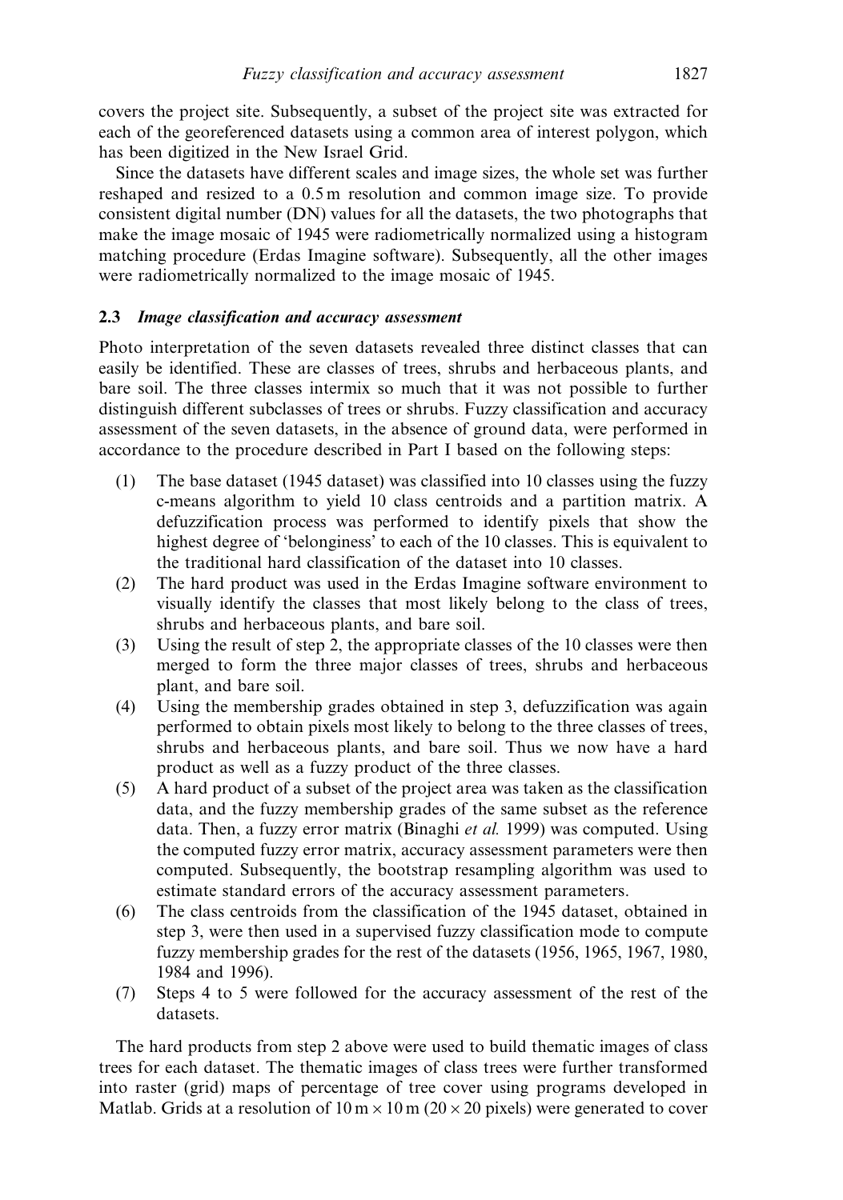covers the project site. Subsequently, a subset of the project site was extracted for each of the georeferenced datasets using a common area of interest polygon, which has been digitized in the New Israel Grid.

Since the datasets have different scales and image sizes, the whole set was further reshaped and resized to a 0.5 m resolution and common image size. To provide consistent digital number (DN) values for all the datasets, the two photographs that make the image mosaic of 1945 were radiometrically normalized using a histogram matching procedure (Erdas Imagine software). Subsequently, all the other images were radiometrically normalized to the image mosaic of 1945.

### 2.3 *Image classification and accuracy assessment*

Photo interpretation of the seven datasets revealed three distinct classes that can easily be identified. These are classes of trees, shrubs and herbaceous plants, and bare soil. The three classes intermix so much that it was not possible to further distinguish different subclasses of trees or shrubs. Fuzzy classification and accuracy assessment of the seven datasets, in the absence of ground data, were performed in accordance to the procedure described in Part I based on the following steps:

1. The base dataset (1945 dataset) was classified into 10 classes using the fuzzy c-means algorithm to yield 10 class centroids and a partition matrix. A defuzzification process was performed to identify pixels that show the highest degree of 'belonginess' to each of the 10 classes. This is equivalent to the traditional hard classification of the dataset into 10 classes.
2. The hard product was used in the Erdas Imagine software environment to visually identify the classes that most likely belong to the class of trees, shrubs and herbaceous plants, and bare soil.
3. Using the result of step 2, the appropriate classes of the 10 classes were then merged to form the three major classes of trees, shrubs and herbaceous plant, and bare soil.
4. Using the membership grades obtained in step 3, defuzzification was again performed to obtain pixels most likely to belong to the three classes of trees, shrubs and herbaceous plants, and bare soil. Thus we now have a hard product as well as a fuzzy product of the three classes.
5. A hard product of a subset of the project area was taken as the classification data, and the fuzzy membership grades of the same subset as the reference data. Then, a fuzzy error matrix (Binaghi *et al.* 1999) was computed. Using the computed fuzzy error matrix, accuracy assessment parameters were then computed. Subsequently, the bootstrap resampling algorithm was used to estimate standard errors of the accuracy assessment parameters.
6. The class centroids from the classification of the 1945 dataset, obtained in step 3, were then used in a supervised fuzzy classification mode to compute fuzzy membership grades for the rest of the datasets (1956, 1965, 1967, 1980, 1984 and 1996).
7. Steps 4 to 5 were followed for the accuracy assessment of the rest of the datasets.

The hard products from step 2 above were used to build thematic images of class trees for each dataset. The thematic images of class trees were further transformed into raster (grid) maps of percentage of tree cover using programs developed in Matlab. Grids at a resolution of $10\,\text{m} \times 10\,\text{m}$ ($20 \times 20$ pixels) were generated to cover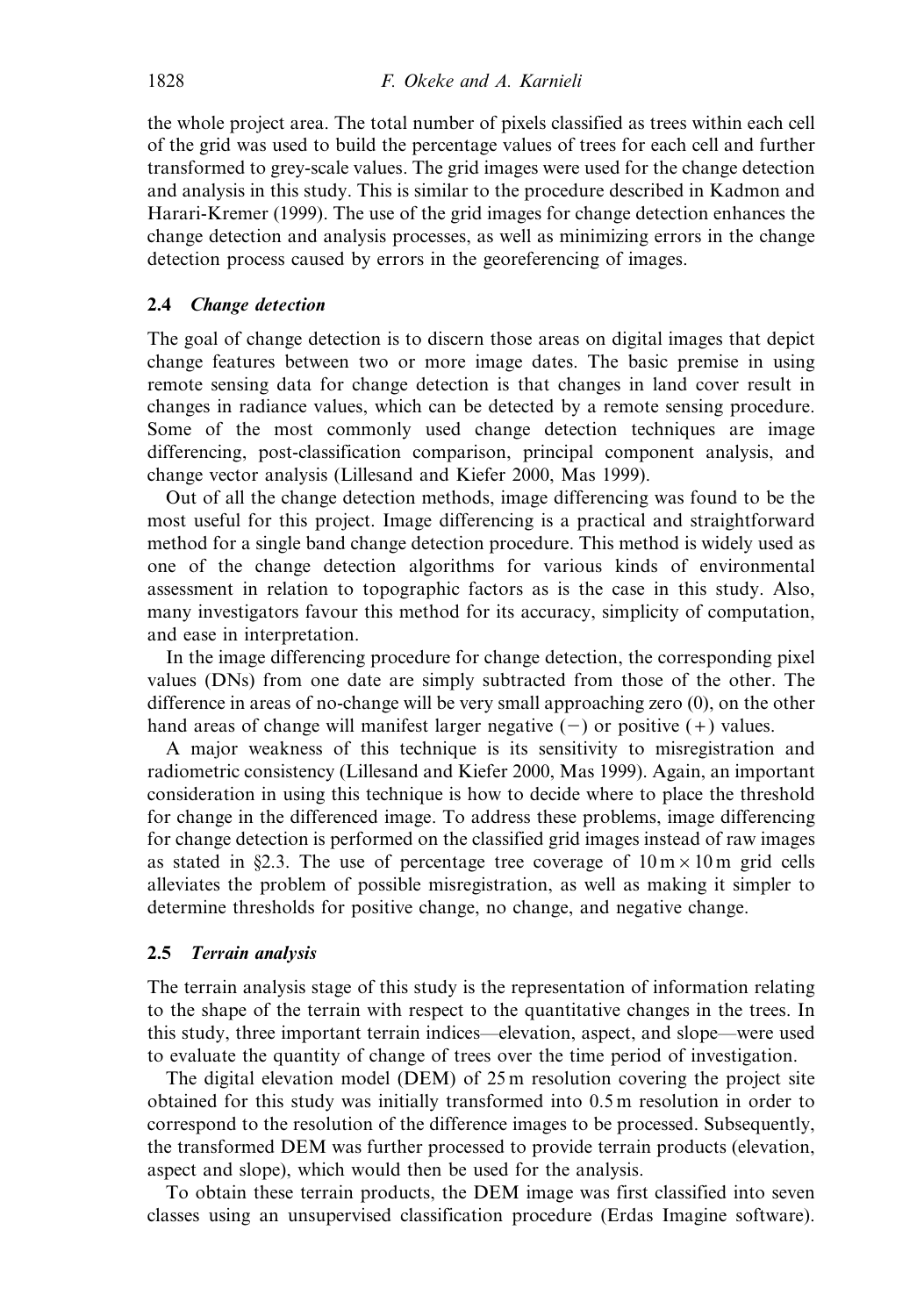the whole project area. The total number of pixels classified as trees within each cell of the grid was used to build the percentage values of trees for each cell and further transformed to grey-scale values. The grid images were used for the change detection and analysis in this study. This is similar to the procedure described in Kadmon and Harari-Kremer (1999). The use of the grid images for change detection enhances the change detection and analysis processes, as well as minimizing errors in the change detection process caused by errors in the georeferencing of images.

### 2.4 *Change detection*

The goal of change detection is to discern those areas on digital images that depict change features between two or more image dates. The basic premise in using remote sensing data for change detection is that changes in land cover result in changes in radiance values, which can be detected by a remote sensing procedure. Some of the most commonly used change detection techniques are image differencing, post-classification comparison, principal component analysis, and change vector analysis (Lillesand and Kiefer 2000, Mas 1999).

Out of all the change detection methods, image differencing was found to be the most useful for this project. Image differencing is a practical and straightforward method for a single band change detection procedure. This method is widely used as one of the change detection algorithms for various kinds of environmental assessment in relation to topographic factors as is the case in this study. Also, many investigators favour this method for its accuracy, simplicity of computation, and ease in interpretation.

In the image differencing procedure for change detection, the corresponding pixel values (DNs) from one date are simply subtracted from those of the other. The difference in areas of no-change will be very small approaching zero (0), on the other hand areas of change will manifest larger negative (−) or positive (+) values.

A major weakness of this technique is its sensitivity to misregistration and radiometric consistency (Lillesand and Kiefer 2000, Mas 1999). Again, an important consideration in using this technique is how to decide where to place the threshold for change in the differenced image. To address these problems, image differencing for change detection is performed on the classified grid images instead of raw images as stated in §2.3. The use of percentage tree coverage of $10\,\text{m} \times 10\,\text{m}$ grid cells alleviates the problem of possible misregistration, as well as making it simpler to determine thresholds for positive change, no change, and negative change.

### 2.5 *Terrain analysis*

The terrain analysis stage of this study is the representation of information relating to the shape of the terrain with respect to the quantitative changes in the trees. In this study, three important terrain indices—elevation, aspect, and slope—were used to evaluate the quantity of change of trees over the time period of investigation.

The digital elevation model (DEM) of 25 m resolution covering the project site obtained for this study was initially transformed into 0.5 m resolution in order to correspond to the resolution of the difference images to be processed. Subsequently, the transformed DEM was further processed to provide terrain products (elevation, aspect and slope), which would then be used for the analysis.

To obtain these terrain products, the DEM image was first classified into seven classes using an unsupervised classification procedure (Erdas Imagine software).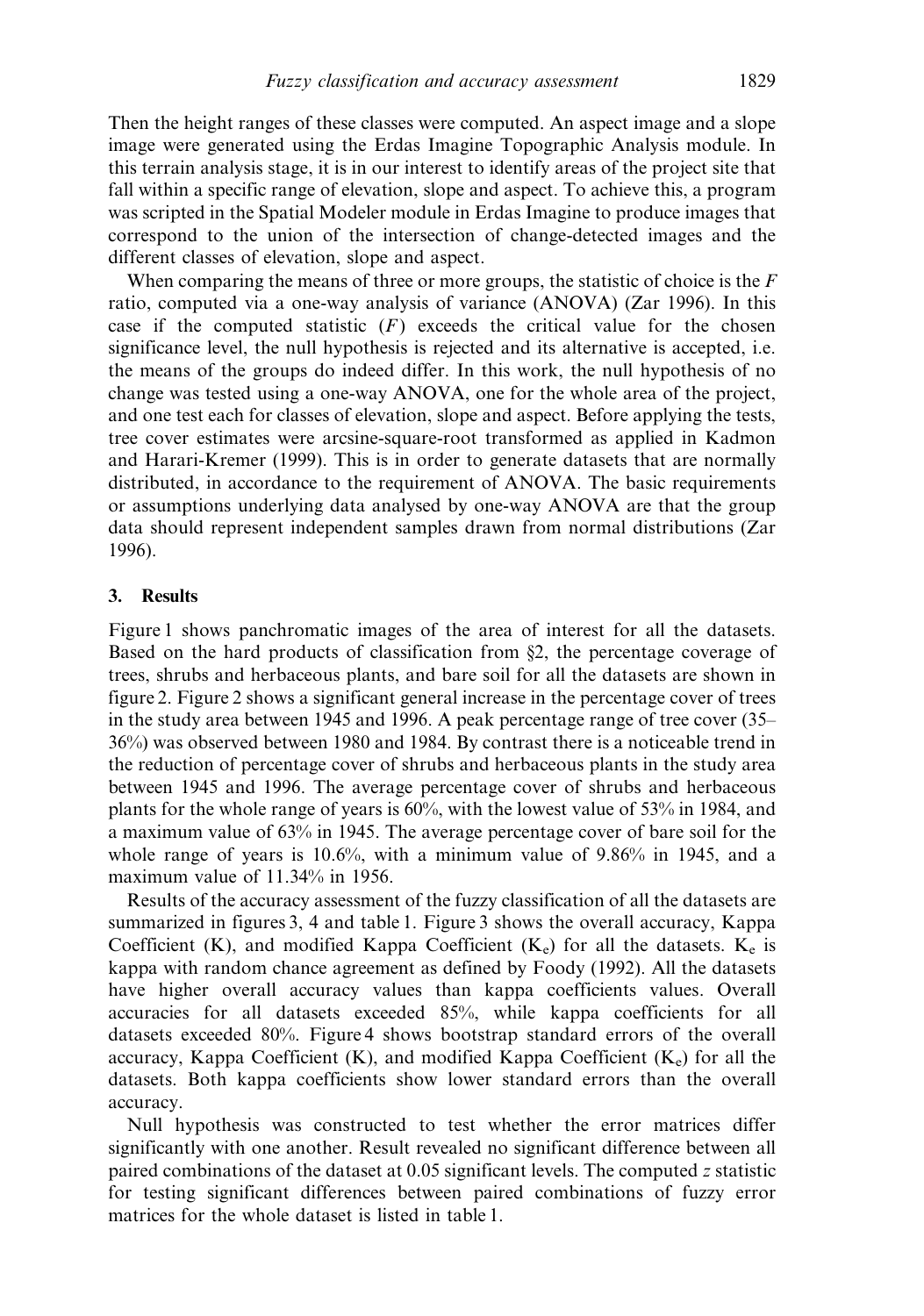Then the height ranges of these classes were computed. An aspect image and a slope image were generated using the Erdas Imagine Topographic Analysis module. In this terrain analysis stage, it is in our interest to identify areas of the project site that fall within a specific range of elevation, slope and aspect. To achieve this, a program was scripted in the Spatial Modeler module in Erdas Imagine to produce images that correspond to the union of the intersection of change-detected images and the different classes of elevation, slope and aspect.

When comparing the means of three or more groups, the statistic of choice is the $F$ ratio, computed via a one-way analysis of variance (ANOVA) (Zar 1996). In this case if the computed statistic ($F$) exceeds the critical value for the chosen significance level, the null hypothesis is rejected and its alternative is accepted, i.e. the means of the groups do indeed differ. In this work, the null hypothesis of no change was tested using a one-way ANOVA, one for the whole area of the project, and one test each for classes of elevation, slope and aspect. Before applying the tests, tree cover estimates were arcsine-square-root transformed as applied in Kadmon and Harari-Kremer (1999). This is in order to generate datasets that are normally distributed, in accordance to the requirement of ANOVA. The basic requirements or assumptions underlying data analysed by one-way ANOVA are that the group data should represent independent samples drawn from normal distributions (Zar 1996).

## 3. Results

Figure 1 shows panchromatic images of the area of interest for all the datasets. Based on the hard products of classification from §2, the percentage coverage of trees, shrubs and herbaceous plants, and bare soil for all the datasets are shown in figure 2. Figure 2 shows a significant general increase in the percentage cover of trees in the study area between 1945 and 1996. A peak percentage range of tree cover (35–36%) was observed between 1980 and 1984. By contrast there is a noticeable trend in the reduction of percentage cover of shrubs and herbaceous plants in the study area between 1945 and 1996. The average percentage cover of shrubs and herbaceous plants for the whole range of years is 60%, with the lowest value of 53% in 1984, and a maximum value of 63% in 1945. The average percentage cover of bare soil for the whole range of years is 10.6%, with a minimum value of 9.86% in 1945, and a maximum value of 11.34% in 1956.

Results of the accuracy assessment of the fuzzy classification of all the datasets are summarized in figures 3, 4 and table 1. Figure 3 shows the overall accuracy, Kappa Coefficient (K), and modified Kappa Coefficient ($K_e$) for all the datasets. $K_e$ is kappa with random chance agreement as defined by Foody (1992). All the datasets have higher overall accuracy values than kappa coefficients values. Overall accuracies for all datasets exceeded 85%, while kappa coefficients for all datasets exceeded 80%. Figure 4 shows bootstrap standard errors of the overall accuracy, Kappa Coefficient (K), and modified Kappa Coefficient ($K_e$) for all the datasets. Both kappa coefficients show lower standard errors than the overall accuracy.

Null hypothesis was constructed to test whether the error matrices differ significantly with one another. Result revealed no significant difference between all paired combinations of the dataset at 0.05 significant levels. The computed $z$ statistic for testing significant differences between paired combinations of fuzzy error matrices for the whole dataset is listed in table 1.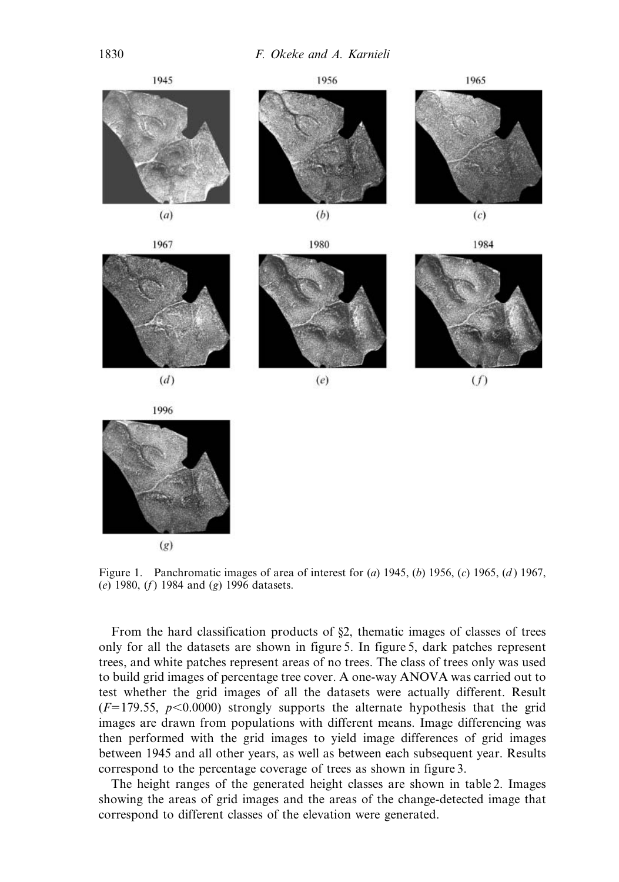Figure 1. Panchromatic images of area of interest for (*a*) 1945, (*b*) 1956, (*c*) 1965, (*d*) 1967, (*e*) 1980, (*f*) 1984 and (*g*) 1996 datasets.

From the hard classification products of §2, thematic images of classes of trees only for all the datasets are shown in figure 5. In figure 5, dark patches represent trees, and white patches represent areas of no trees. The class of trees only was used to build grid images of percentage tree cover. A one-way ANOVA was carried out to test whether the grid images of all the datasets were actually different. Result ($F=179.55$, $p<0.0000$) strongly supports the alternate hypothesis that the grid images are drawn from populations with different means. Image differencing was then performed with the grid images to yield image differences of grid images between 1945 and all other years, as well as between each subsequent year. Results correspond to the percentage coverage of trees as shown in figure 3.

The height ranges of the generated height classes are shown in table 2. Images showing the areas of grid images and the areas of the change-detected image that correspond to different classes of the elevation were generated.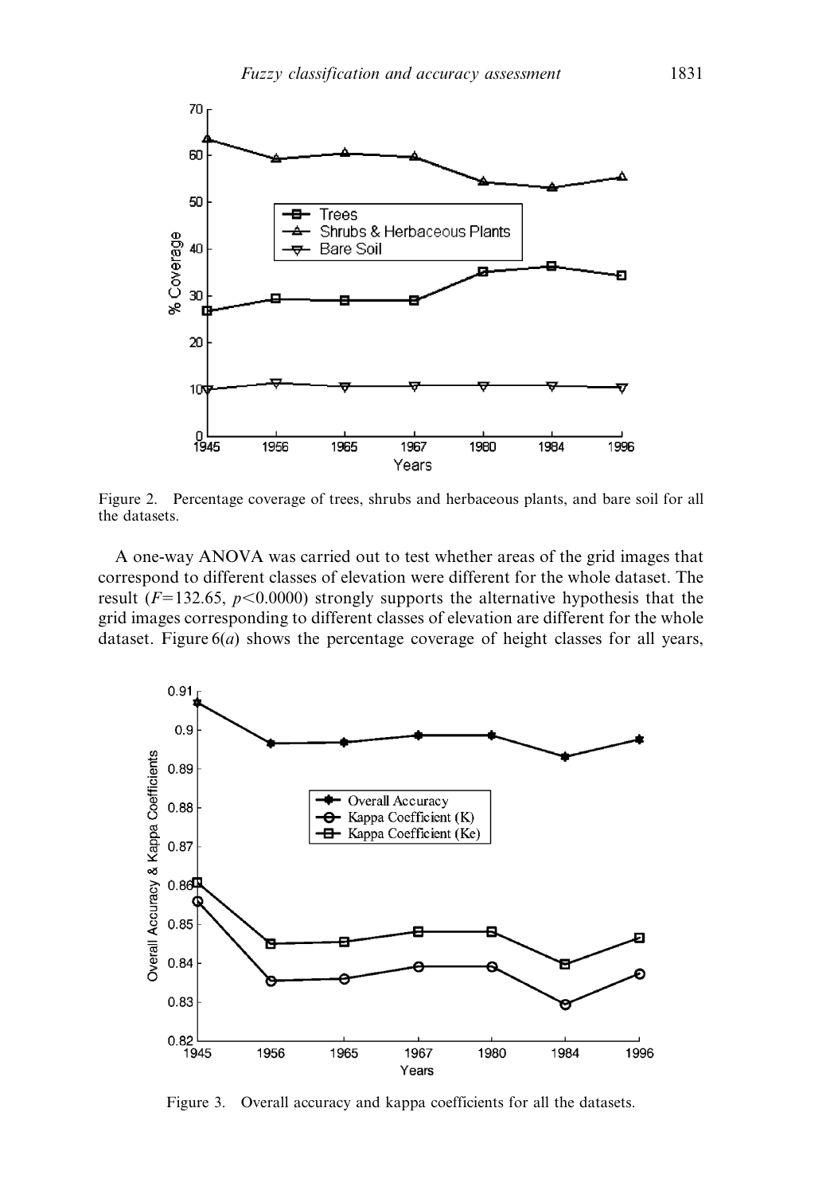Figure 2. Percentage coverage of trees, shrubs and herbaceous plants, and bare soil for all the datasets.

A one-way ANOVA was carried out to test whether areas of the grid images that correspond to different classes of elevation were different for the whole dataset. The result ($F=132.65$, $p<0.0000$) strongly supports the alternative hypothesis that the grid images corresponding to different classes of elevation are different for the whole dataset. Figure 6(*a*) shows the percentage coverage of height classes for all years,

Figure 3. Overall accuracy and kappa coefficients for all the datasets.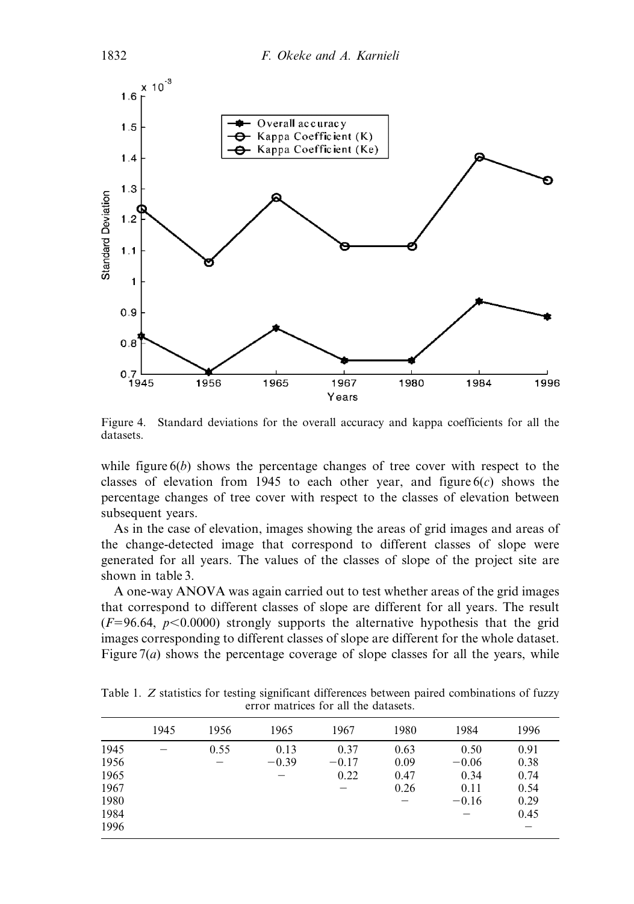Figure 4. Standard deviations for the overall accuracy and kappa coefficients for all the datasets.

while figure 6(*b*) shows the percentage changes of tree cover with respect to the classes of elevation from 1945 to each other year, and figure 6(*c*) shows the percentage changes of tree cover with respect to the classes of elevation between subsequent years.

As in the case of elevation, images showing the areas of grid images and areas of the change-detected image that correspond to different classes of slope were generated for all years. The values of the classes of slope of the project site are shown in table 3.

A one-way ANOVA was again carried out to test whether areas of the grid images that correspond to different classes of slope are different for all years. The result ($F$=96.64, $p$<0.0000) strongly supports the alternative hypothesis that the grid images corresponding to different classes of slope are different for the whole dataset. Figure 7(*a*) shows the percentage coverage of slope classes for all the years, while

Table 1. *Z* statistics for testing significant differences between paired combinations of fuzzy error matrices for all the datasets.

| | 1945 | 1956 | 1965 | 1967 | 1980 | 1984 | 1996 |
|---|---|---|---|---|---|---|---|
| 1945 | – | 0.55 | 0.13 | 0.37 | 0.63 | 0.50 | 0.91 |
| 1956 | | – | −0.39 | −0.17 | 0.09 | −0.06 | 0.38 |
| 1965 | | | – | 0.22 | 0.47 | 0.34 | 0.74 |
| 1967 | | | | – | 0.26 | 0.11 | 0.54 |
| 1980 | | | | | – | −0.16 | 0.29 |
| 1984 | | | | | | – | 0.45 |
| 1996 | | | | | | | – |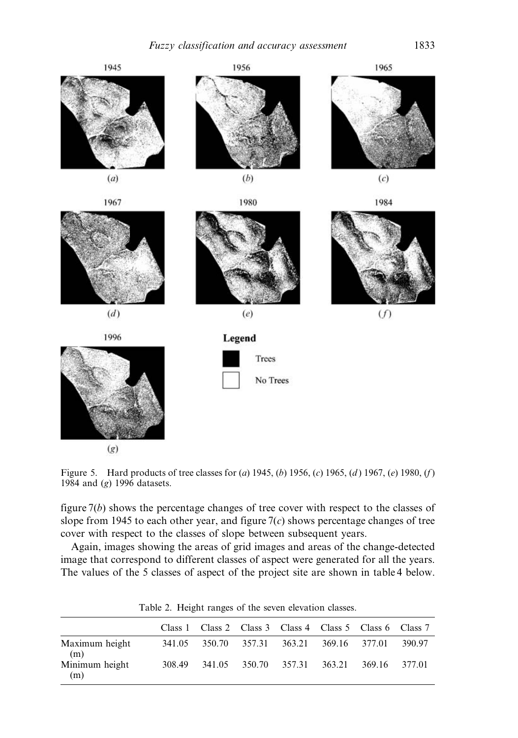Figure 5. Hard products of tree classes for (*a*) 1945, (*b*) 1956, (*c*) 1965, (*d*) 1967, (*e*) 1980, (*f*) 1984 and (*g*) 1996 datasets.

figure 7(*b*) shows the percentage changes of tree cover with respect to the classes of slope from 1945 to each other year, and figure 7(*c*) shows percentage changes of tree cover with respect to the classes of slope between subsequent years.

Again, images showing the areas of grid images and areas of the change-detected image that correspond to different classes of aspect were generated for all the years. The values of the 5 classes of aspect of the project site are shown in table 4 below.

Table 2. Height ranges of the seven elevation classes.

| | Class 1 | Class 2 | Class 3 | Class 4 | Class 5 | Class 6 | Class 7 |
|---|---|---|---|---|---|---|---|
| Maximum height (m) | 341.05 | 350.70 | 357.31 | 363.21 | 369.16 | 377.01 | 390.97 |
| Minimum height (m) | 308.49 | 341.05 | 350.70 | 357.31 | 363.21 | 369.16 | 377.01 |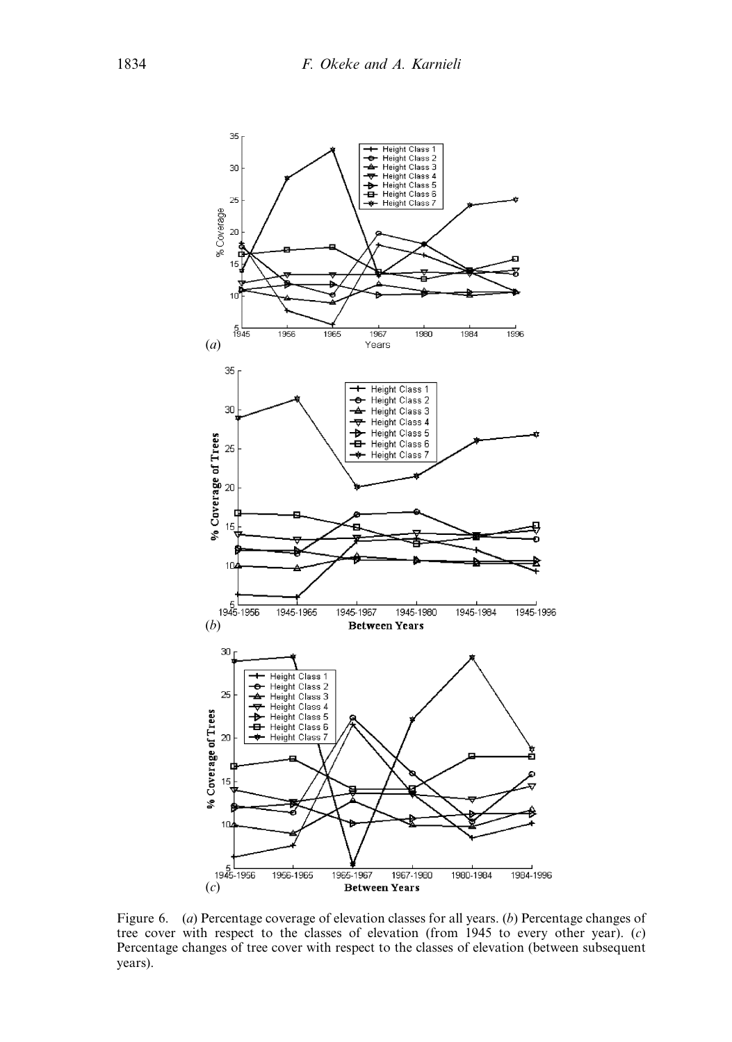Figure 6. (*a*) Percentage coverage of elevation classes for all years. (*b*) Percentage changes of tree cover with respect to the classes of elevation (from 1945 to every other year). (*c*) Percentage changes of tree cover with respect to the classes of elevation (between subsequent years).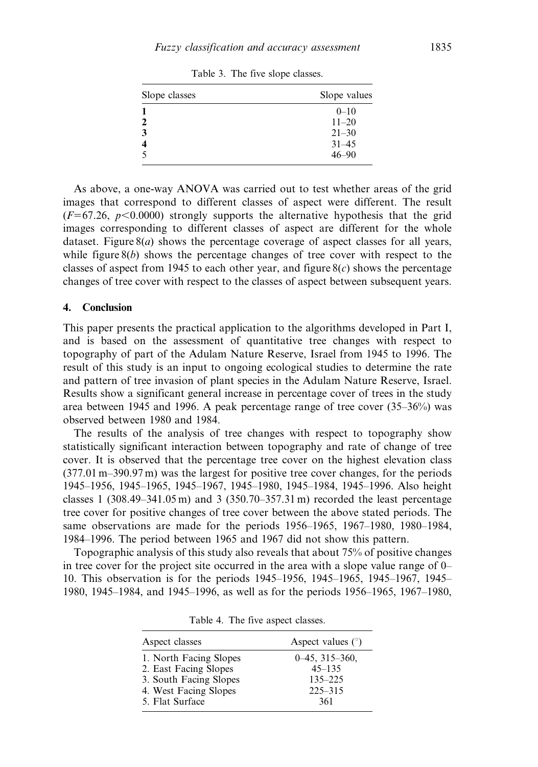Table 3. The five slope classes.

| Slope classes | Slope values |
|---|---|
| **1** | 0–10 |
| **2** | 11–20 |
| **3** | 21–30 |
| **4** | 31–45 |
| 5 | 46–90 |

As above, a one-way ANOVA was carried out to test whether areas of the grid images that correspond to different classes of aspect were different. The result ($F=67.26$, $p<0.0000$) strongly supports the alternative hypothesis that the grid images corresponding to different classes of aspect are different for the whole dataset. Figure 8(*a*) shows the percentage coverage of aspect classes for all years, while figure 8(*b*) shows the percentage changes of tree cover with respect to the classes of aspect from 1945 to each other year, and figure 8(*c*) shows the percentage changes of tree cover with respect to the classes of aspect between subsequent years.

## 4. Conclusion

This paper presents the practical application to the algorithms developed in Part I, and is based on the assessment of quantitative tree changes with respect to topography of part of the Adulam Nature Reserve, Israel from 1945 to 1996. The result of this study is an input to ongoing ecological studies to determine the rate and pattern of tree invasion of plant species in the Adulam Nature Reserve, Israel. Results show a significant general increase in percentage cover of trees in the study area between 1945 and 1996. A peak percentage range of tree cover (35–36%) was observed between 1980 and 1984.

The results of the analysis of tree changes with respect to topography show statistically significant interaction between topography and rate of change of tree cover. It is observed that the percentage tree cover on the highest elevation class (377.01 m–390.97 m) was the largest for positive tree cover changes, for the periods 1945–1956, 1945–1965, 1945–1967, 1945–1980, 1945–1984, 1945–1996. Also height classes 1 (308.49–341.05 m) and 3 (350.70–357.31 m) recorded the least percentage tree cover for positive changes of tree cover between the above stated periods. The same observations are made for the periods 1956–1965, 1967–1980, 1980–1984, 1984–1996. The period between 1965 and 1967 did not show this pattern.

Topographic analysis of this study also reveals that about 75% of positive changes in tree cover for the project site occurred in the area with a slope value range of 0–10. This observation is for the periods 1945–1956, 1945–1965, 1945–1967, 1945–1980, 1945–1984, and 1945–1996, as well as for the periods 1956–1965, 1967–1980,

Table 4. The five aspect classes.

| Aspect classes | Aspect values (°) |
|---|---|
| 1. North Facing Slopes | 0–45, 315–360, |
| 2. East Facing Slopes | 45–135 |
| 3. South Facing Slopes | 135–225 |
| 4. West Facing Slopes | 225–315 |
| 5. Flat Surface | 361 |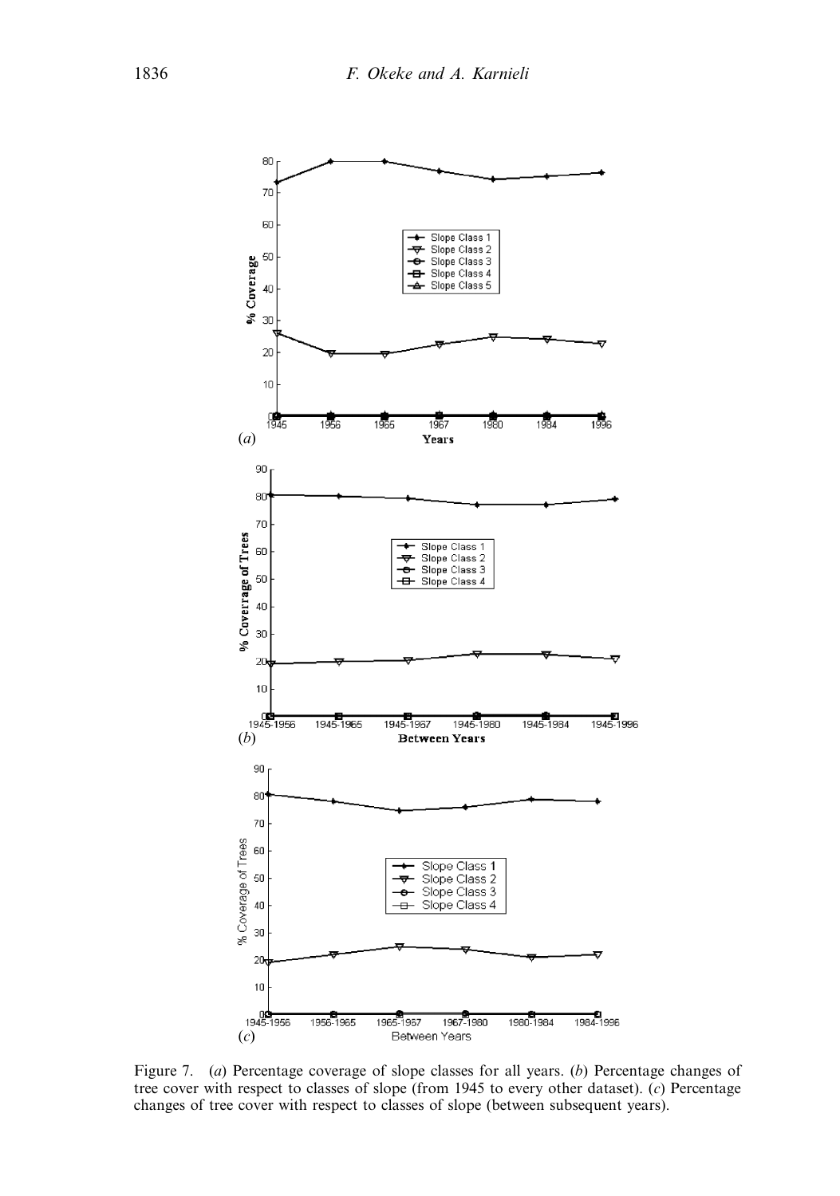Figure 7. (*a*) Percentage coverage of slope classes for all years. (*b*) Percentage changes of tree cover with respect to classes of slope (from 1945 to every other dataset). (*c*) Percentage changes of tree cover with respect to classes of slope (between subsequent years).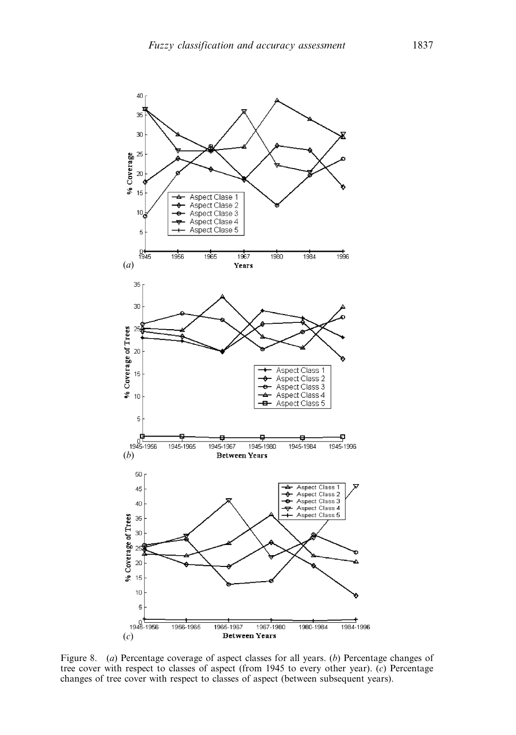Figure 8. (*a*) Percentage coverage of aspect classes for all years. (*b*) Percentage changes of tree cover with respect to classes of aspect (from 1945 to every other year). (*c*) Percentage changes of tree cover with respect to classes of aspect (between subsequent years).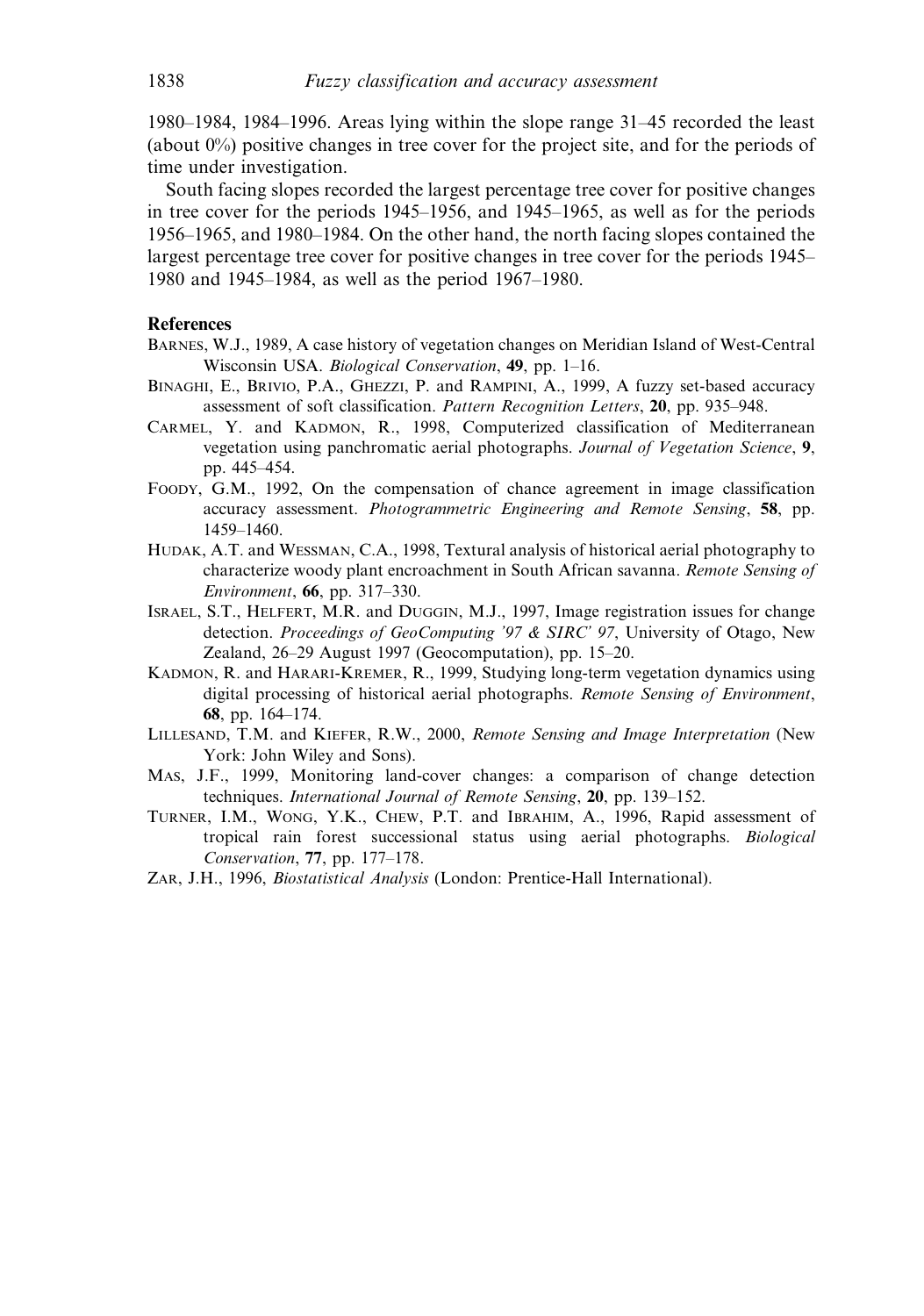1980–1984, 1984–1996. Areas lying within the slope range 31–45 recorded the least (about 0%) positive changes in tree cover for the project site, and for the periods of time under investigation.

South facing slopes recorded the largest percentage tree cover for positive changes in tree cover for the periods 1945–1956, and 1945–1965, as well as for the periods 1956–1965, and 1980–1984. On the other hand, the north facing slopes contained the largest percentage tree cover for positive changes in tree cover for the periods 1945–1980 and 1945–1984, as well as the period 1967–1980.

## References

Barnes, W.J., 1989, A case history of vegetation changes on Meridian Island of West-Central Wisconsin USA. *Biological Conservation*, **49**, pp. 1–16.

Binaghi, E., Brivio, P.A., Ghezzi, P. and Rampini, A., 1999, A fuzzy set-based accuracy assessment of soft classification. *Pattern Recognition Letters*, **20**, pp. 935–948.

Carmel, Y. and Kadmon, R., 1998, Computerized classification of Mediterranean vegetation using panchromatic aerial photographs. *Journal of Vegetation Science*, **9**, pp. 445–454.

Foody, G.M., 1992, On the compensation of chance agreement in image classification accuracy assessment. *Photogrammetric Engineering and Remote Sensing*, **58**, pp. 1459–1460.

Hudak, A.T. and Wessman, C.A., 1998, Textural analysis of historical aerial photography to characterize woody plant encroachment in South African savanna. *Remote Sensing of Environment*, **66**, pp. 317–330.

Israel, S.T., Helfert, M.R. and Duggin, M.J., 1997, Image registration issues for change detection. *Proceedings of GeoComputing '97 & SIRC' 97*, University of Otago, New Zealand, 26–29 August 1997 (Geocomputation), pp. 15–20.

Kadmon, R. and Harari-Kremer, R., 1999, Studying long-term vegetation dynamics using digital processing of historical aerial photographs. *Remote Sensing of Environment*, **68**, pp. 164–174.

Lillesand, T.M. and Kiefer, R.W., 2000, *Remote Sensing and Image Interpretation* (New York: John Wiley and Sons).

Mas, J.F., 1999, Monitoring land-cover changes: a comparison of change detection techniques. *International Journal of Remote Sensing*, **20**, pp. 139–152.

Turner, I.M., Wong, Y.K., Chew, P.T. and Ibrahim, A., 1996, Rapid assessment of tropical rain forest successional status using aerial photographs. *Biological Conservation*, **77**, pp. 177–178.

Zar, J.H., 1996, *Biostatistical Analysis* (London: Prentice-Hall International).